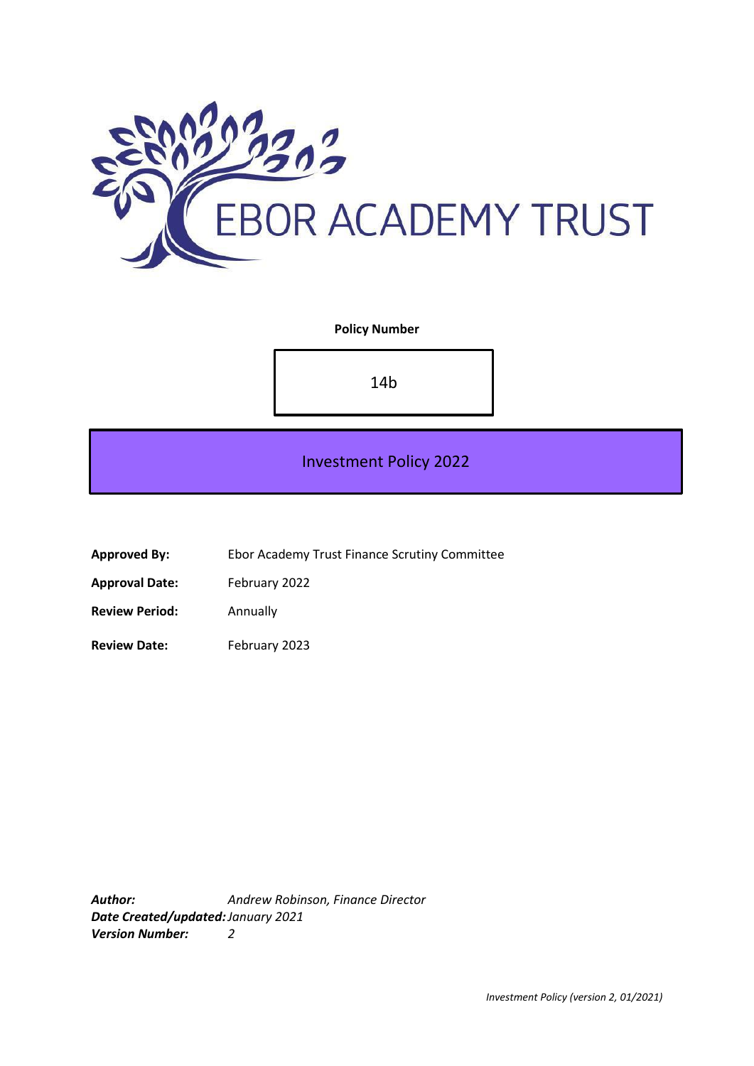# EBOR ACADEMY TRUST

**Policy Number**

14b

## Investment Policy 2022

**Approved By:** Ebor Academy Trust Finance Scrutiny Committee

**Approval Date:** February 2022

**Review Period:** Annually

**Review Date:** February 2023

***Author:*** *Andrew Robinson, Finance Director*
***Date Created/updated:*** *January 2021*
***Version Number:*** *2*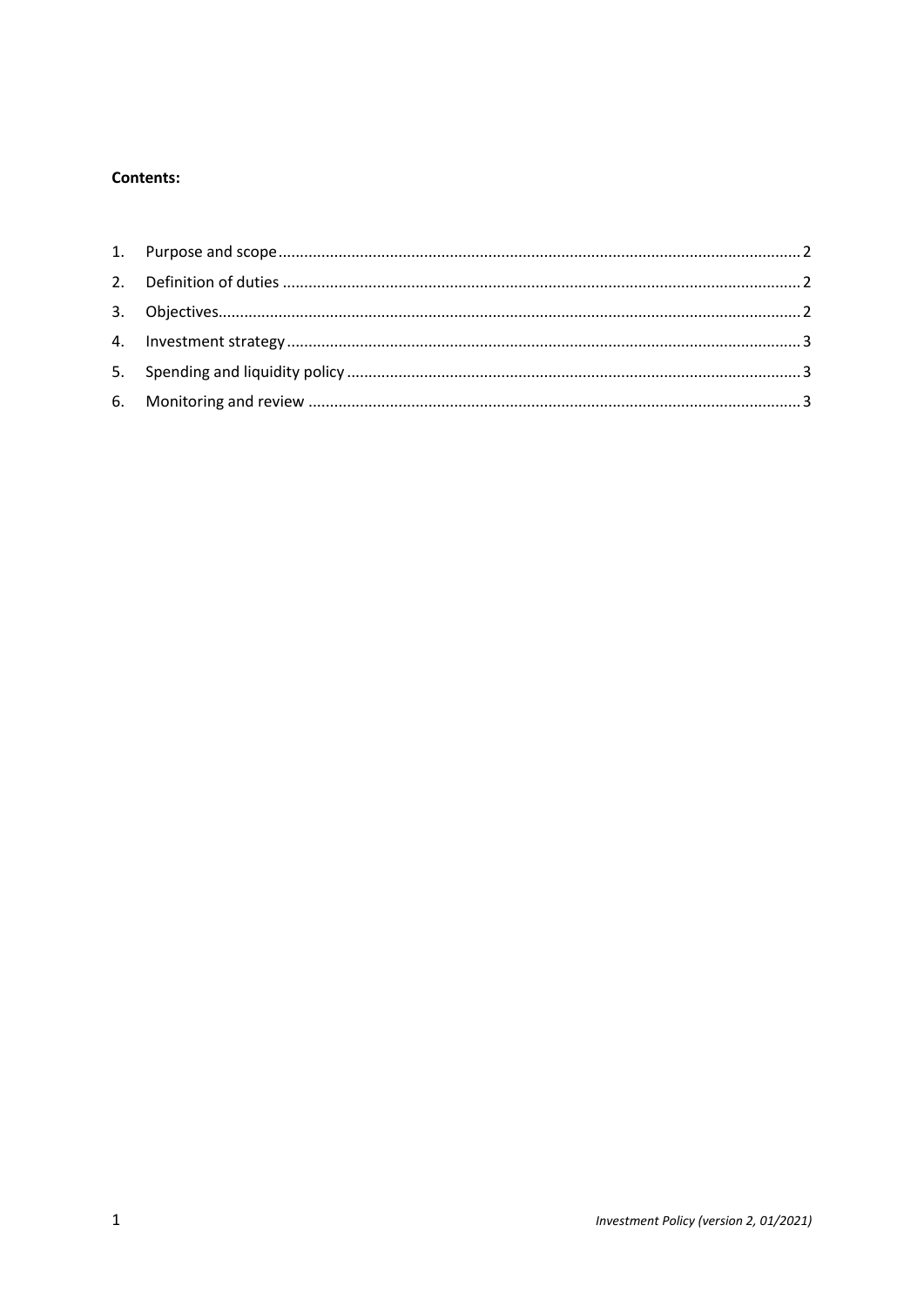**Contents:**

1. Purpose and scope ........................................................................................................ 2
2. Definition of duties ....................................................................................................... 2
3. Objectives ...................................................................................................................... 2
4. Investment strategy ...................................................................................................... 3
5. Spending and liquidity policy ........................................................................................ 3
6. Monitoring and review ................................................................................................. 3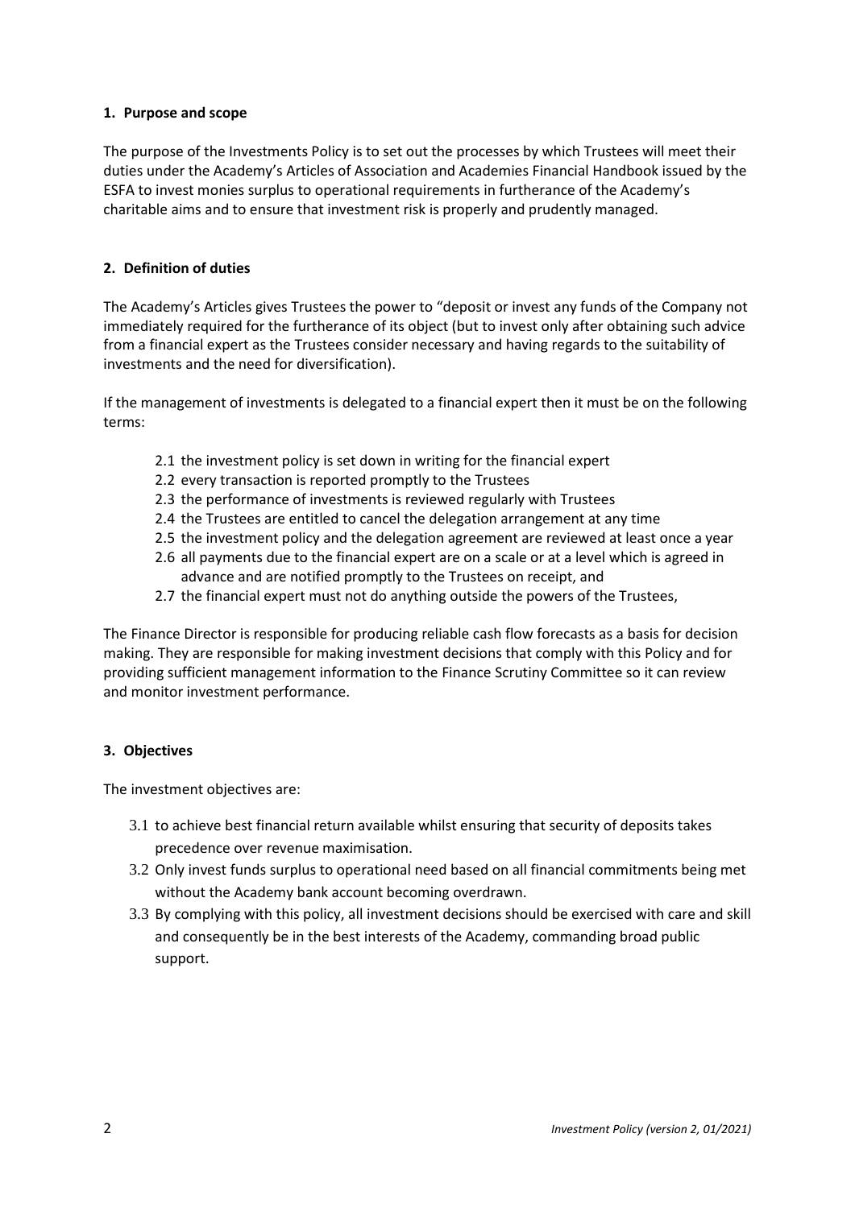## 1. Purpose and scope

The purpose of the Investments Policy is to set out the processes by which Trustees will meet their duties under the Academy's Articles of Association and Academies Financial Handbook issued by the ESFA to invest monies surplus to operational requirements in furtherance of the Academy's charitable aims and to ensure that investment risk is properly and prudently managed.

## 2. Definition of duties

The Academy's Articles gives Trustees the power to "deposit or invest any funds of the Company not immediately required for the furtherance of its object (but to invest only after obtaining such advice from a financial expert as the Trustees consider necessary and having regards to the suitability of investments and the need for diversification).

If the management of investments is delegated to a financial expert then it must be on the following terms:

- 2.1 the investment policy is set down in writing for the financial expert
- 2.2 every transaction is reported promptly to the Trustees
- 2.3 the performance of investments is reviewed regularly with Trustees
- 2.4 the Trustees are entitled to cancel the delegation arrangement at any time
- 2.5 the investment policy and the delegation agreement are reviewed at least once a year
- 2.6 all payments due to the financial expert are on a scale or at a level which is agreed in advance and are notified promptly to the Trustees on receipt, and
- 2.7 the financial expert must not do anything outside the powers of the Trustees,

The Finance Director is responsible for producing reliable cash flow forecasts as a basis for decision making. They are responsible for making investment decisions that comply with this Policy and for providing sufficient management information to the Finance Scrutiny Committee so it can review and monitor investment performance.

## 3. Objectives

The investment objectives are:

- 3.1 to achieve best financial return available whilst ensuring that security of deposits takes precedence over revenue maximisation.
- 3.2 Only invest funds surplus to operational need based on all financial commitments being met without the Academy bank account becoming overdrawn.
- 3.3 By complying with this policy, all investment decisions should be exercised with care and skill and consequently be in the best interests of the Academy, commanding broad public support.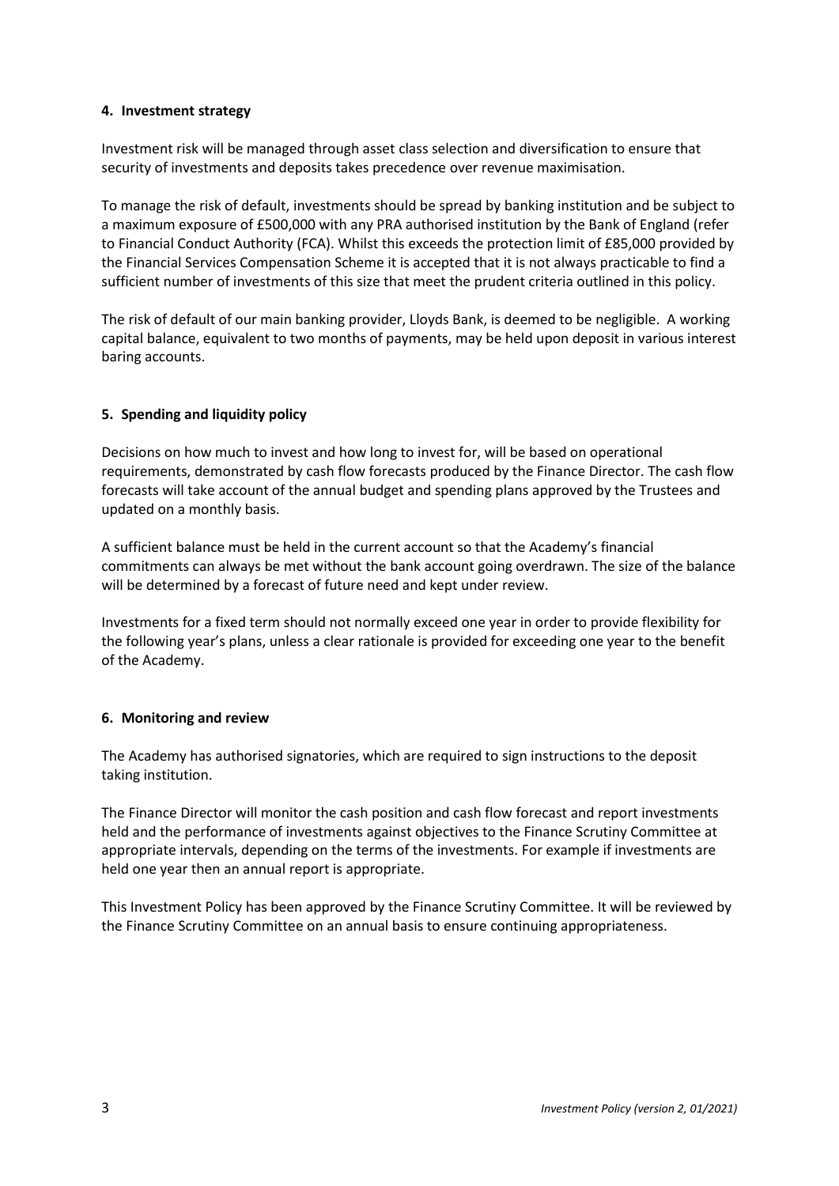## 4. Investment strategy

Investment risk will be managed through asset class selection and diversification to ensure that security of investments and deposits takes precedence over revenue maximisation.

To manage the risk of default, investments should be spread by banking institution and be subject to a maximum exposure of £500,000 with any PRA authorised institution by the Bank of England (refer to Financial Conduct Authority (FCA). Whilst this exceeds the protection limit of £85,000 provided by the Financial Services Compensation Scheme it is accepted that it is not always practicable to find a sufficient number of investments of this size that meet the prudent criteria outlined in this policy.

The risk of default of our main banking provider, Lloyds Bank, is deemed to be negligible. A working capital balance, equivalent to two months of payments, may be held upon deposit in various interest baring accounts.

## 5. Spending and liquidity policy

Decisions on how much to invest and how long to invest for, will be based on operational requirements, demonstrated by cash flow forecasts produced by the Finance Director. The cash flow forecasts will take account of the annual budget and spending plans approved by the Trustees and updated on a monthly basis.

A sufficient balance must be held in the current account so that the Academy's financial commitments can always be met without the bank account going overdrawn. The size of the balance will be determined by a forecast of future need and kept under review.

Investments for a fixed term should not normally exceed one year in order to provide flexibility for the following year's plans, unless a clear rationale is provided for exceeding one year to the benefit of the Academy.

## 6. Monitoring and review

The Academy has authorised signatories, which are required to sign instructions to the deposit taking institution.

The Finance Director will monitor the cash position and cash flow forecast and report investments held and the performance of investments against objectives to the Finance Scrutiny Committee at appropriate intervals, depending on the terms of the investments. For example if investments are held one year then an annual report is appropriate.

This Investment Policy has been approved by the Finance Scrutiny Committee. It will be reviewed by the Finance Scrutiny Committee on an annual basis to ensure continuing appropriateness.